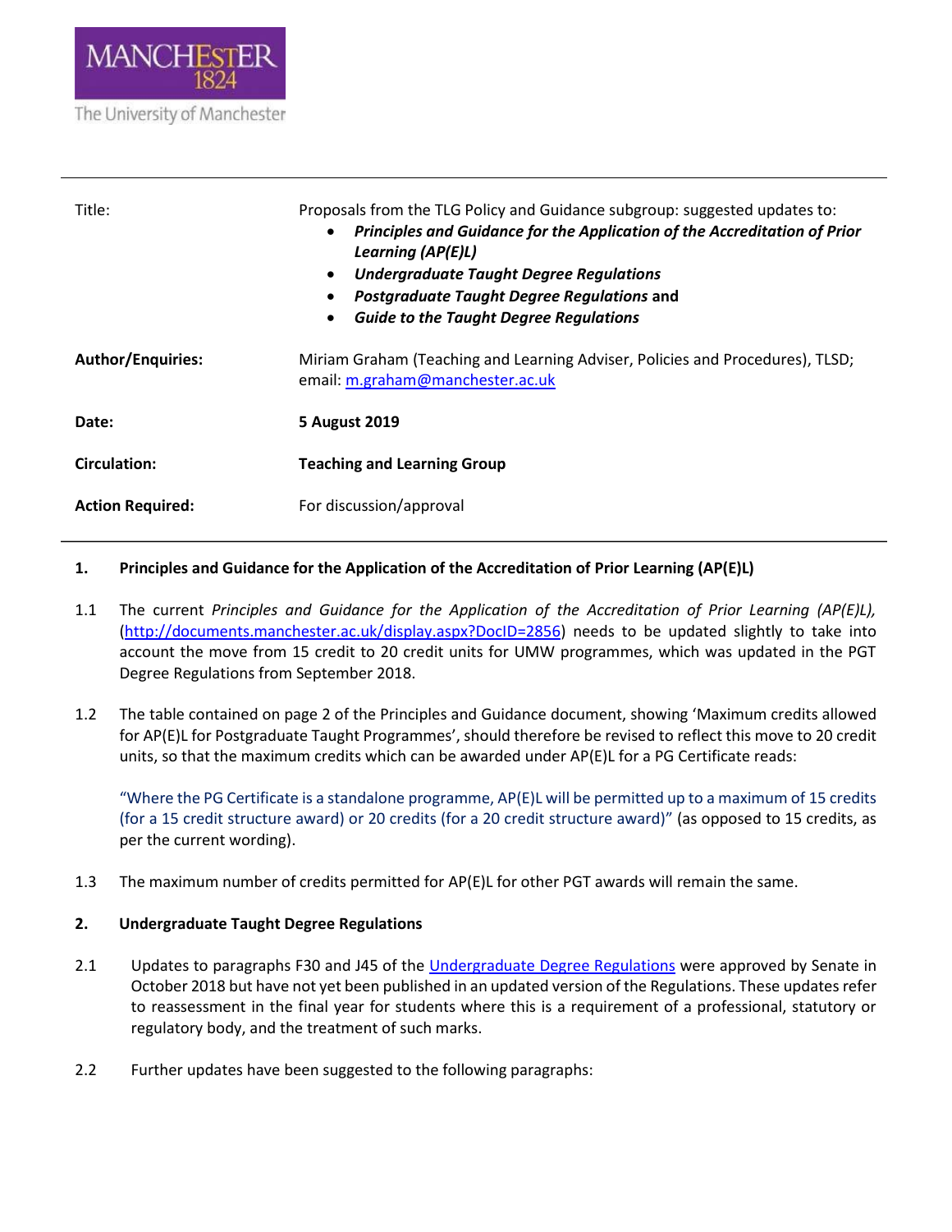MANCHESTER
1824

The University of Manchester

| | |
|---|---|
| Title: | Proposals from the TLG Policy and Guidance subgroup: suggested updates to:<br>• ***Principles and Guidance for the Application of the Accreditation of Prior Learning (AP(E)L)***<br>• ***Undergraduate Taught Degree Regulations***<br>• ***Postgraduate Taught Degree Regulations*** **and**<br>• ***Guide to the Taught Degree Regulations*** |
| **Author/Enquiries:** | Miriam Graham (Teaching and Learning Adviser, Policies and Procedures), TLSD; email: m.graham@manchester.ac.uk |
| **Date:** | **5 August 2019** |
| **Circulation:** | **Teaching and Learning Group** |
| **Action Required:** | For discussion/approval |

## 1. Principles and Guidance for the Application of the Accreditation of Prior Learning (AP(E)L)

1.1 The current *Principles and Guidance for the Application of the Accreditation of Prior Learning (AP(E)L),* (http://documents.manchester.ac.uk/display.aspx?DocID=2856) needs to be updated slightly to take into account the move from 15 credit to 20 credit units for UMW programmes, which was updated in the PGT Degree Regulations from September 2018.

1.2 The table contained on page 2 of the Principles and Guidance document, showing 'Maximum credits allowed for AP(E)L for Postgraduate Taught Programmes', should therefore be revised to reflect this move to 20 credit units, so that the maximum credits which can be awarded under AP(E)L for a PG Certificate reads:

"Where the PG Certificate is a standalone programme, AP(E)L will be permitted up to a maximum of 15 credits (for a 15 credit structure award) or 20 credits (for a 20 credit structure award)" (as opposed to 15 credits, as per the current wording).

1.3 The maximum number of credits permitted for AP(E)L for other PGT awards will remain the same.

## 2. Undergraduate Taught Degree Regulations

2.1 Updates to paragraphs F30 and J45 of the Undergraduate Degree Regulations were approved by Senate in October 2018 but have not yet been published in an updated version of the Regulations. These updates refer to reassessment in the final year for students where this is a requirement of a professional, statutory or regulatory body, and the treatment of such marks.

2.2 Further updates have been suggested to the following paragraphs: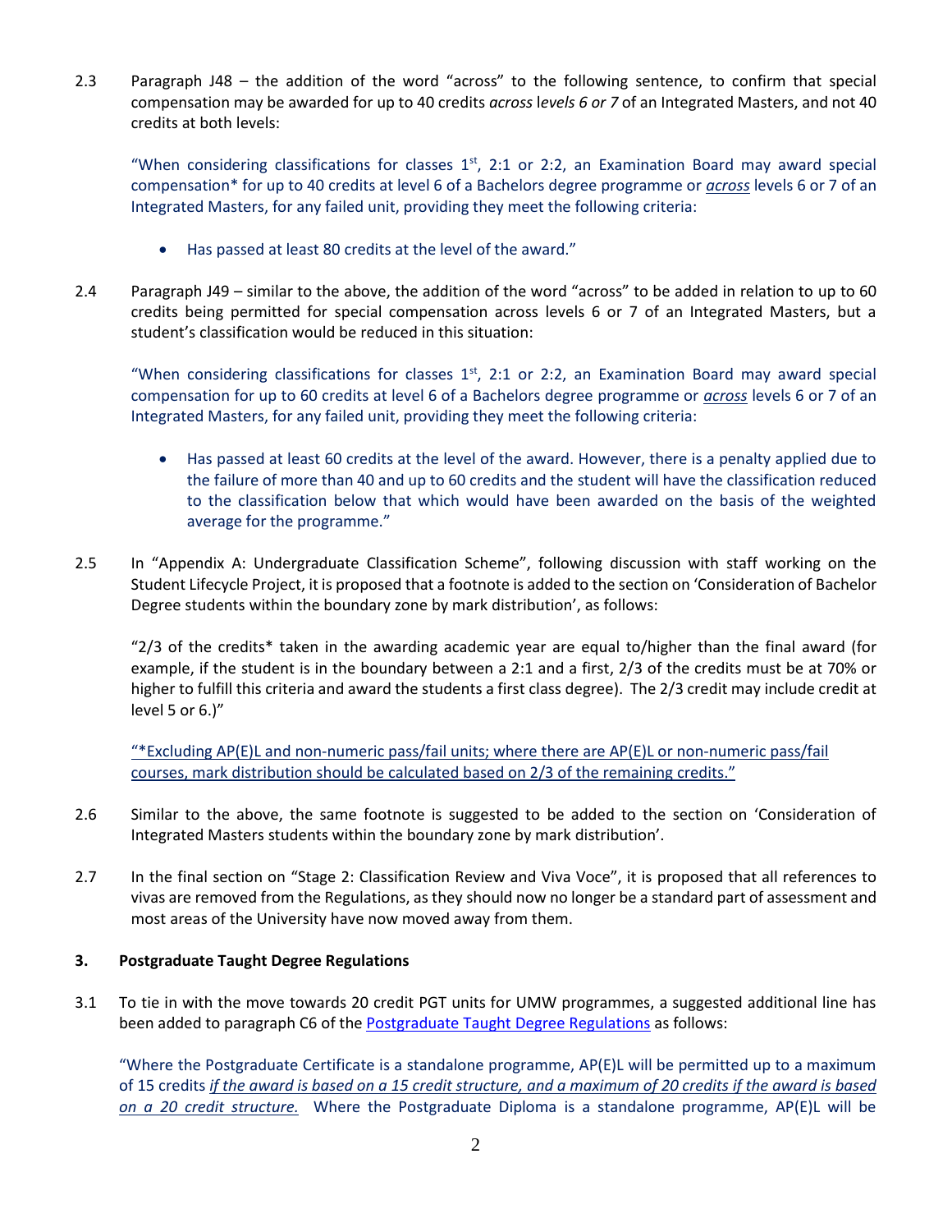2.3 Paragraph J48 – the addition of the word "across" to the following sentence, to confirm that special compensation may be awarded for up to 40 credits *across* l*evels 6 or 7* of an Integrated Masters, and not 40 credits at both levels:

> "When considering classifications for classes 1st, 2:1 or 2:2, an Examination Board may award special compensation* for up to 40 credits at level 6 of a Bachelors degree programme or <u>*across*</u> levels 6 or 7 of an Integrated Masters, for any failed unit, providing they meet the following criteria:
>
> - Has passed at least 80 credits at the level of the award."

2.4 Paragraph J49 – similar to the above, the addition of the word "across" to be added in relation to up to 60 credits being permitted for special compensation across levels 6 or 7 of an Integrated Masters, but a student's classification would be reduced in this situation:

> "When considering classifications for classes 1st, 2:1 or 2:2, an Examination Board may award special compensation for up to 60 credits at level 6 of a Bachelors degree programme or <u>*across*</u> levels 6 or 7 of an Integrated Masters, for any failed unit, providing they meet the following criteria:
>
> - Has passed at least 60 credits at the level of the award. However, there is a penalty applied due to the failure of more than 40 and up to 60 credits and the student will have the classification reduced to the classification below that which would have been awarded on the basis of the weighted average for the programme."

2.5 In "Appendix A: Undergraduate Classification Scheme", following discussion with staff working on the Student Lifecycle Project, it is proposed that a footnote is added to the section on 'Consideration of Bachelor Degree students within the boundary zone by mark distribution', as follows:

> "2/3 of the credits* taken in the awarding academic year are equal to/higher than the final award (for example, if the student is in the boundary between a 2:1 and a first, 2/3 of the credits must be at 70% or higher to fulfill this criteria and award the students a first class degree). The 2/3 credit may include credit at level 5 or 6.)"
>
> <u>"*Excluding AP(E)L and non-numeric pass/fail units; where there are AP(E)L or non-numeric pass/fail courses, mark distribution should be calculated based on 2/3 of the remaining credits."</u>

2.6 Similar to the above, the same footnote is suggested to be added to the section on 'Consideration of Integrated Masters students within the boundary zone by mark distribution'.

2.7 In the final section on "Stage 2: Classification Review and Viva Voce", it is proposed that all references to vivas are removed from the Regulations, as they should now no longer be a standard part of assessment and most areas of the University have now moved away from them.

## 3. Postgraduate Taught Degree Regulations

3.1 To tie in with the move towards 20 credit PGT units for UMW programmes, a suggested additional line has been added to paragraph C6 of the Postgraduate Taught Degree Regulations as follows:

> "Where the Postgraduate Certificate is a standalone programme, AP(E)L will be permitted up to a maximum of 15 credits <u>*if the award is based on a 15 credit structure, and a maximum of 20 credits if the award is based on a 20 credit structure.*</u> Where the Postgraduate Diploma is a standalone programme, AP(E)L will be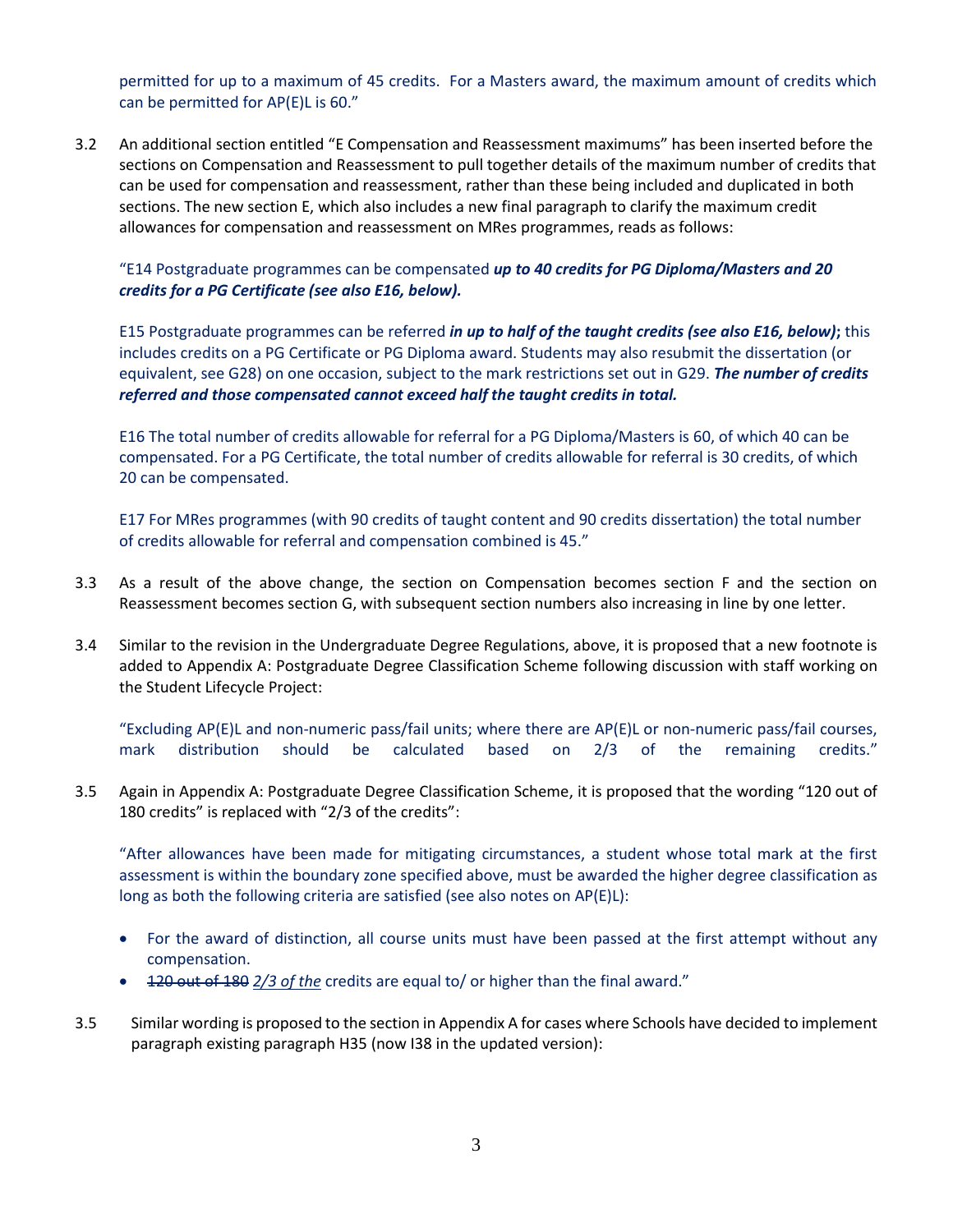permitted for up to a maximum of 45 credits.  For a Masters award, the maximum amount of credits which can be permitted for AP(E)L is 60."

3.2 An additional section entitled "E Compensation and Reassessment maximums" has been inserted before the sections on Compensation and Reassessment to pull together details of the maximum number of credits that can be used for compensation and reassessment, rather than these being included and duplicated in both sections. The new section E, which also includes a new final paragraph to clarify the maximum credit allowances for compensation and reassessment on MRes programmes, reads as follows:

"E14 Postgraduate programmes can be compensated ***up to 40 credits for PG Diploma/Masters and 20 credits for a PG Certificate (see also E16, below).***

E15 Postgraduate programmes can be referred ***in up to half of the taught credits (see also E16, below)*****;** this includes credits on a PG Certificate or PG Diploma award. Students may also resubmit the dissertation (or equivalent, see G28) on one occasion, subject to the mark restrictions set out in G29. ***The number of credits referred and those compensated cannot exceed half the taught credits in total.***

E16 The total number of credits allowable for referral for a PG Diploma/Masters is 60, of which 40 can be compensated. For a PG Certificate, the total number of credits allowable for referral is 30 credits, of which 20 can be compensated.

E17 For MRes programmes (with 90 credits of taught content and 90 credits dissertation) the total number of credits allowable for referral and compensation combined is 45."

3.3 As a result of the above change, the section on Compensation becomes section F and the section on Reassessment becomes section G, with subsequent section numbers also increasing in line by one letter.

3.4 Similar to the revision in the Undergraduate Degree Regulations, above, it is proposed that a new footnote is added to Appendix A: Postgraduate Degree Classification Scheme following discussion with staff working on the Student Lifecycle Project:

"Excluding AP(E)L and non-numeric pass/fail units; where there are AP(E)L or non-numeric pass/fail courses, mark distribution should be calculated based on 2/3 of the remaining credits."

3.5 Again in Appendix A: Postgraduate Degree Classification Scheme, it is proposed that the wording "120 out of 180 credits" is replaced with "2/3 of the credits":

"After allowances have been made for mitigating circumstances, a student whose total mark at the first assessment is within the boundary zone specified above, must be awarded the higher degree classification as long as both the following criteria are satisfied (see also notes on AP(E)L):

- For the award of distinction, all course units must have been passed at the first attempt without any compensation.
- ~~120 out of 180~~ *2/3 of the* credits are equal to/ or higher than the final award."

3.5 Similar wording is proposed to the section in Appendix A for cases where Schools have decided to implement paragraph existing paragraph H35 (now I38 in the updated version):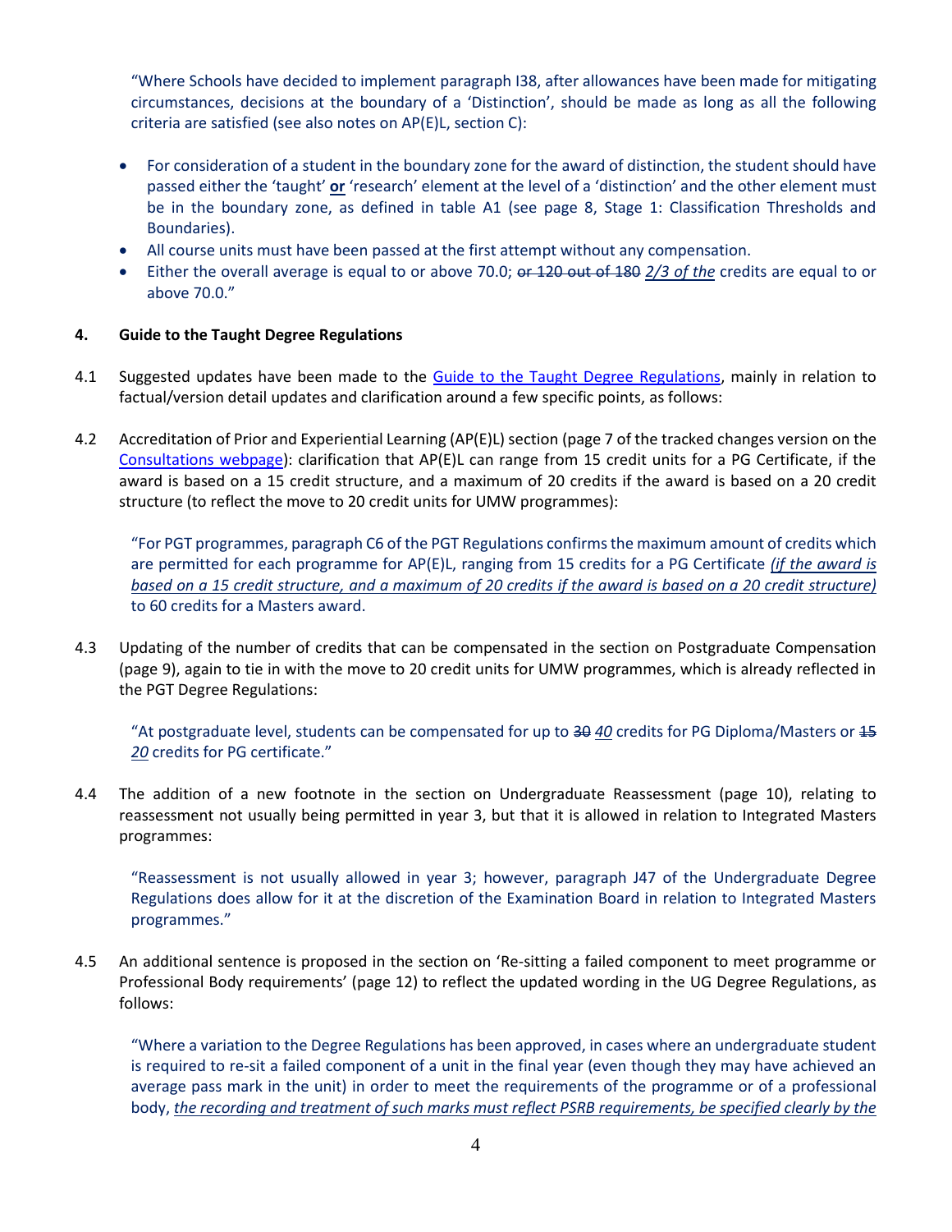"Where Schools have decided to implement paragraph I38, after allowances have been made for mitigating circumstances, decisions at the boundary of a 'Distinction', should be made as long as all the following criteria are satisfied (see also notes on AP(E)L, section C):

- For consideration of a student in the boundary zone for the award of distinction, the student should have passed either the 'taught' **or** 'research' element at the level of a 'distinction' and the other element must be in the boundary zone, as defined in table A1 (see page 8, Stage 1: Classification Thresholds and Boundaries).
- All course units must have been passed at the first attempt without any compensation.
- Either the overall average is equal to or above 70.0; ~~or 120 out of 180~~ *2/3 of the* credits are equal to or above 70.0."

**4. Guide to the Taught Degree Regulations**

4.1 Suggested updates have been made to the Guide to the Taught Degree Regulations, mainly in relation to factual/version detail updates and clarification around a few specific points, as follows:

4.2 Accreditation of Prior and Experiential Learning (AP(E)L) section (page 7 of the tracked changes version on the Consultations webpage): clarification that AP(E)L can range from 15 credit units for a PG Certificate, if the award is based on a 15 credit structure, and a maximum of 20 credits if the award is based on a 20 credit structure (to reflect the move to 20 credit units for UMW programmes):

"For PGT programmes, paragraph C6 of the PGT Regulations confirms the maximum amount of credits which are permitted for each programme for AP(E)L, ranging from 15 credits for a PG Certificate *(if the award is based on a 15 credit structure, and a maximum of 20 credits if the award is based on a 20 credit structure)* to 60 credits for a Masters award.

4.3 Updating of the number of credits that can be compensated in the section on Postgraduate Compensation (page 9), again to tie in with the move to 20 credit units for UMW programmes, which is already reflected in the PGT Degree Regulations:

"At postgraduate level, students can be compensated for up to ~~30~~ *40* credits for PG Diploma/Masters or ~~15~~ *20* credits for PG certificate."

4.4 The addition of a new footnote in the section on Undergraduate Reassessment (page 10), relating to reassessment not usually being permitted in year 3, but that it is allowed in relation to Integrated Masters programmes:

"Reassessment is not usually allowed in year 3; however, paragraph J47 of the Undergraduate Degree Regulations does allow for it at the discretion of the Examination Board in relation to Integrated Masters programmes."

4.5 An additional sentence is proposed in the section on 'Re-sitting a failed component to meet programme or Professional Body requirements' (page 12) to reflect the updated wording in the UG Degree Regulations, as follows:

"Where a variation to the Degree Regulations has been approved, in cases where an undergraduate student is required to re-sit a failed component of a unit in the final year (even though they may have achieved an average pass mark in the unit) in order to meet the requirements of the programme or of a professional body, *the recording and treatment of such marks must reflect PSRB requirements, be specified clearly by the*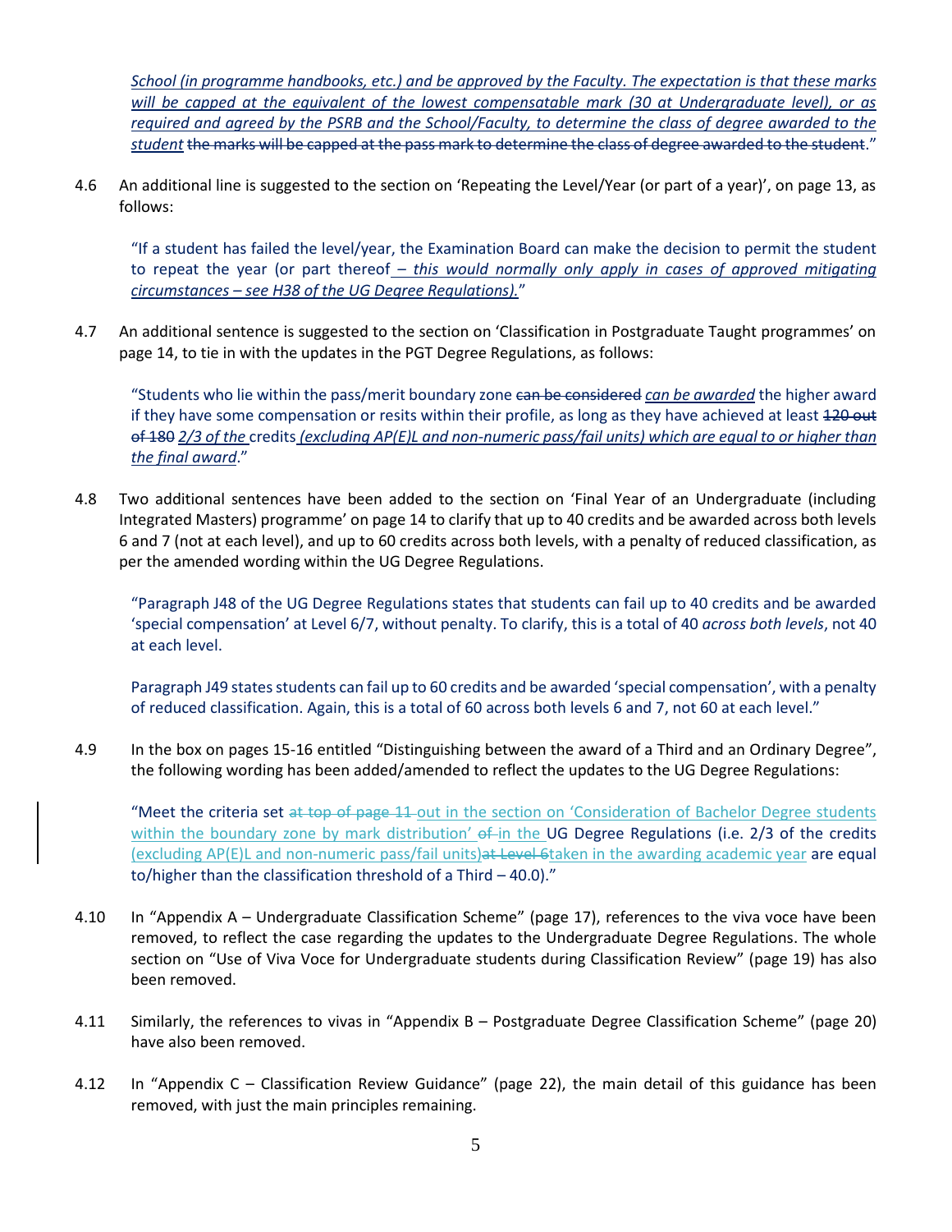*School (in programme handbooks, etc.) and be approved by the Faculty. The expectation is that these marks will be capped at the equivalent of the lowest compensatable mark (30 at Undergraduate level), or as required and agreed by the PSRB and the School/Faculty, to determine the class of degree awarded to the student* ~~the marks will be capped at the pass mark to determine the class of degree awarded to the student~~."

4.6 An additional line is suggested to the section on 'Repeating the Level/Year (or part of a year)', on page 13, as follows:

> "If a student has failed the level/year, the Examination Board can make the decision to permit the student to repeat the year (or part thereof *– this would normally only apply in cases of approved mitigating circumstances – see H38 of the UG Degree Regulations).*"

4.7 An additional sentence is suggested to the section on 'Classification in Postgraduate Taught programmes' on page 14, to tie in with the updates in the PGT Degree Regulations, as follows:

> "Students who lie within the pass/merit boundary zone ~~can be considered~~ *can be awarded* the higher award if they have some compensation or resits within their profile, as long as they have achieved at least ~~120 out of 180~~ *2/3 of the* credits *(excluding AP(E)L and non-numeric pass/fail units) which are equal to or higher than the final award*."

4.8 Two additional sentences have been added to the section on 'Final Year of an Undergraduate (including Integrated Masters) programme' on page 14 to clarify that up to 40 credits and be awarded across both levels 6 and 7 (not at each level), and up to 60 credits across both levels, with a penalty of reduced classification, as per the amended wording within the UG Degree Regulations.

> "Paragraph J48 of the UG Degree Regulations states that students can fail up to 40 credits and be awarded 'special compensation' at Level 6/7, without penalty. To clarify, this is a total of 40 *across both levels*, not 40 at each level.
>
> Paragraph J49 states students can fail up to 60 credits and be awarded 'special compensation', with a penalty of reduced classification. Again, this is a total of 60 across both levels 6 and 7, not 60 at each level."

4.9 In the box on pages 15-16 entitled "Distinguishing between the award of a Third and an Ordinary Degree", the following wording has been added/amended to reflect the updates to the UG Degree Regulations:

> "Meet the criteria set ~~at top of page 11~~ out in the section on 'Consideration of Bachelor Degree students within the boundary zone by mark distribution' ~~of~~ in the UG Degree Regulations (i.e. 2/3 of the credits (excluding AP(E)L and non-numeric pass/fail units)~~at Level 6~~taken in the awarding academic year are equal to/higher than the classification threshold of a Third – 40.0)."

4.10 In "Appendix A – Undergraduate Classification Scheme" (page 17), references to the viva voce have been removed, to reflect the case regarding the updates to the Undergraduate Degree Regulations. The whole section on "Use of Viva Voce for Undergraduate students during Classification Review" (page 19) has also been removed.

4.11 Similarly, the references to vivas in "Appendix B – Postgraduate Degree Classification Scheme" (page 20) have also been removed.

4.12 In "Appendix C – Classification Review Guidance" (page 22), the main detail of this guidance has been removed, with just the main principles remaining.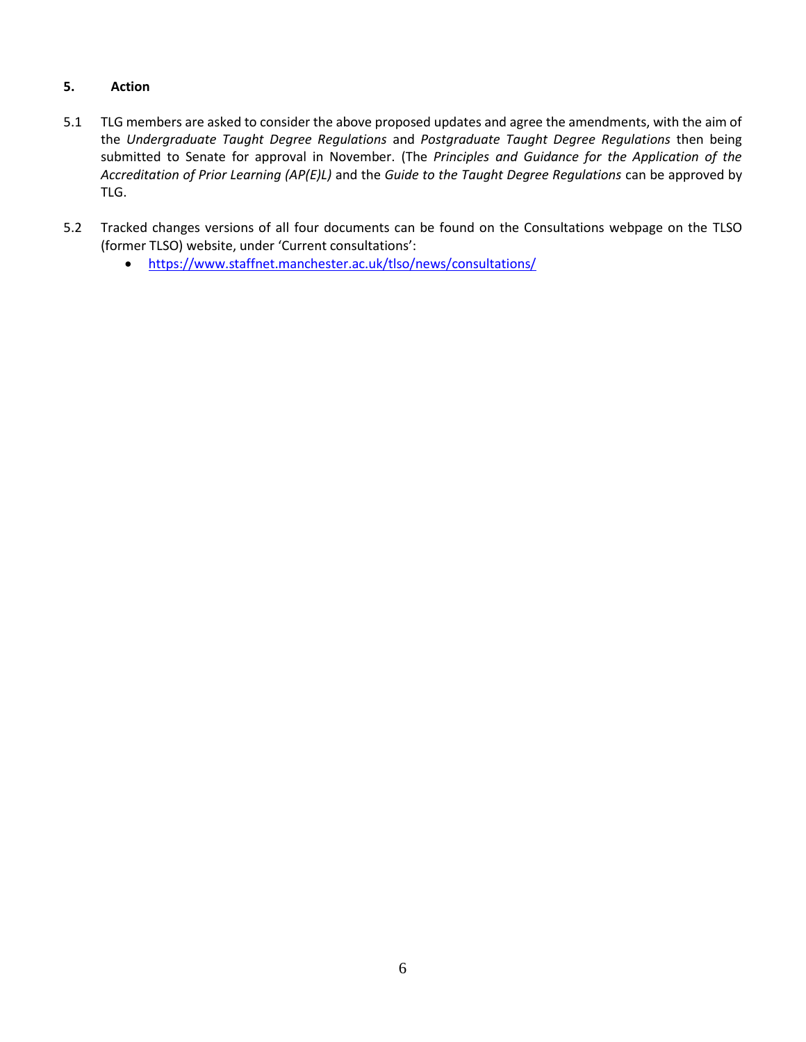## 5. Action

5.1 TLG members are asked to consider the above proposed updates and agree the amendments, with the aim of the *Undergraduate Taught Degree Regulations* and *Postgraduate Taught Degree Regulations* then being submitted to Senate for approval in November. (The *Principles and Guidance for the Application of the Accreditation of Prior Learning (AP(E)L)* and the *Guide to the Taught Degree Regulations* can be approved by TLG.

5.2 Tracked changes versions of all four documents can be found on the Consultations webpage on the TLSO (former TLSO) website, under 'Current consultations':

- https://www.staffnet.manchester.ac.uk/tlso/news/consultations/